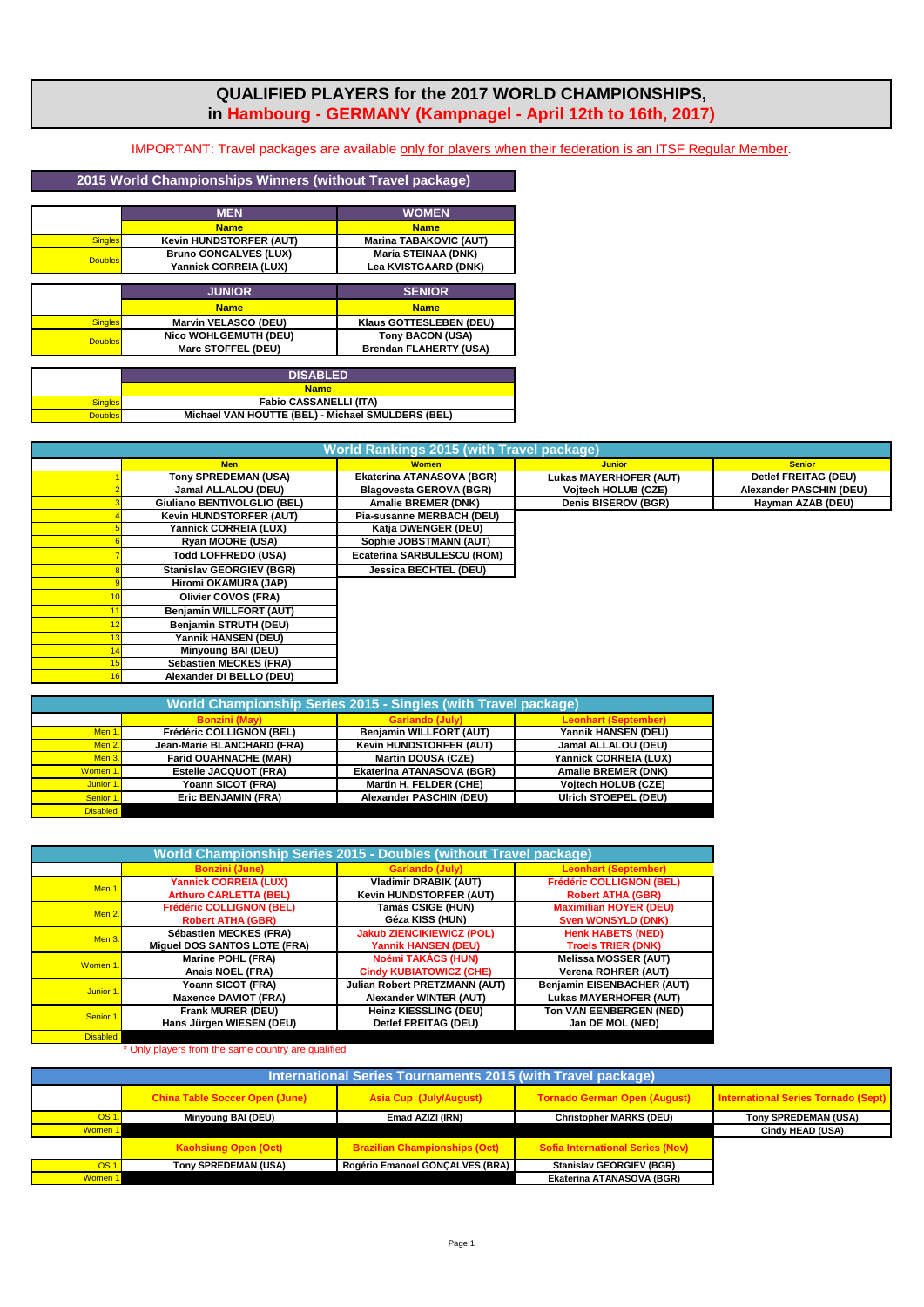# QUALIFIED PLAYERS for the 2017 WORLD CHAMPIONSHIPS,
# in Hambourg - GERMANY (Kampnagel - April 12th to 16th, 2017)

IMPORTANT: Travel packages are available only for players when their federation is an ITSF Regular Member.

## 2015 World Championships Winners (without Travel package)

| | MEN | WOMEN |
|---|---|---|
| | Name | Name |
| Singles | Kevin HUNDSTORFER (AUT) | Marina TABAKOVIC (AUT) |
| Doubles | Bruno GONCALVES (LUX)<br>Yannick CORREIA (LUX) | Maria STEINAA (DNK)<br>Lea KVISTGAARD (DNK) |

| | JUNIOR | SENIOR |
|---|---|---|
| | Name | Name |
| Singles | Marvin VELASCO (DEU) | Klaus GOTTESLEBEN (DEU) |
| Doubles | Nico WOHLGEMUTH (DEU)<br>Marc STOFFEL (DEU) | Tony BACON (USA)<br>Brendan FLAHERTY (USA) |

| | DISABLED |
|---|---|
| | Name |
| Singles | Fabio CASSANELLI (ITA) |
| Doubles | Michael VAN HOUTTE (BEL) - Michael SMULDERS (BEL) |

## World Rankings 2015 (with Travel package)

| | Men | Women | Junior | Senior |
|---|---|---|---|---|
| 1 | Tony SPREDEMAN (USA) | Ekaterina ATANASOVA (BGR) | Lukas MAYERHOFER (AUT) | Detlef FREITAG (DEU) |
| 2 | Jamal ALLALOU (DEU) | Blagovesta GEROVA (BGR) | Vojtech HOLUB (CZE) | Alexander PASCHIN (DEU) |
| 3 | Giuliano BENTIVOLGLIO (BEL) | Amalie BREMER (DNK) | Denis BISEROV (BGR) | Hayman AZAB (DEU) |
| 4 | Kevin HUNDSTORFER (AUT) | Pia-susanne MERBACH (DEU) | | |
| 5 | Yannick CORREIA (LUX) | Katja DWENGER (DEU) | | |
| 6 | Ryan MOORE (USA) | Sophie JOBSTMANN (AUT) | | |
| 7 | Todd LOFFREDO (USA) | Ecaterina SARBULESCU (ROM) | | |
| 8 | Stanislav GEORGIEV (BGR) | Jessica BECHTEL (DEU) | | |
| 9 | Hiromi OKAMURA (JAP) | | | |
| 10 | Olivier COVOS (FRA) | | | |
| 11 | Benjamin WILLFORT (AUT) | | | |
| 12 | Benjamin STRUTH (DEU) | | | |
| 13 | Yannick HANSEN (DEU) | | | |
| 14 | Minyoung BAI (DEU) | | | |
| 15 | Sebastien MECKES (FRA) | | | |
| 16 | Alexander DI BELLO (DEU) | | | |

## World Championship Series 2015 - Singles (with Travel package)

| | Bonzini (May) | Garlando (July) | Leonhart (September) |
|---|---|---|---|
| Men 1. | Frédéric COLLIGNON (BEL) | Benjamin WILLFORT (AUT) | Yannick HANSEN (DEU) |
| Men 2. | Jean-Marie BLANCHARD (FRA) | Kevin HUNDSTORFER (AUT) | Jamal ALLALOU (DEU) |
| Men 3. | Farid OUAHNACHE (MAR) | Martin DOUSA (CZE) | Yannick CORREIA (LUX) |
| Women 1. | Estelle JACQUOT (FRA) | Ekaterina ATANASOVA (BGR) | Amalie BREMER (DNK) |
| Junior 1. | Yoann SICOT (FRA) | Martin H. FELDER (CHE) | Vojtech HOLUB (CZE) |
| Senior 1. | Eric BENJAMIN (FRA) | Alexander PASCHIN (DEU) | Ulrich STOEPEL (DEU) |
| Disabled | | | |

## World Championship Series 2015 - Doubles (without Travel package)

| | Bonzini (June) | Garlando (July) | Leonhart (September) |
|---|---|---|---|
| Men 1. | Yannick CORREIA (LUX)<br>Arthuro CARLETTA (BEL) | Vladimir DRABIK (AUT)<br>Kevin HUNDSTORFER (AUT) | Frédéric COLLIGNON (BEL)<br>Robert ATHA (GBR) |
| Men 2. | Frédéric COLLIGNON (BEL)<br>Robert ATHA (GBR) | Tamás CSIGE (HUN)<br>Géza KISS (HUN) | Maximilian HOYER (DEU)<br>Sven WONSYLD (DNK) |
| Men 3. | Sébastien MECKES (FRA)<br>Miguel DOS SANTOS LOTE (FRA) | Jakub ZIENCIKIEWICZ (POL)<br>Yannik HANSEN (DEU) | Henk HABETS (NED)<br>Troels TRIER (DNK) |
| Women 1. | Marine POHL (FRA)<br>Anais NOEL (FRA) | Noémi TAKÁCS (HUN)<br>Cindy KUBIATOWICZ (CHE) | Melissa MOSSER (AUT)<br>Verena ROHRER (AUT) |
| Junior 1. | Yoann SICOT (FRA)<br>Maxence DAVIOT (FRA) | Julian Robert PRETZMANN (AUT)<br>Alexander WINTER (AUT) | Benjamin EISENBACHER (AUT)<br>Lukas MAYERHOFER (AUT) |
| Senior 1. | Frank MURER (DEU)<br>Hans Jürgen WIESEN (DEU) | Heinz KIESSLING (DEU)<br>Detlef FREITAG (DEU) | Ton VAN EENBERGEN (NED)<br>Jan DE MOL (NED) |
| Disabled | | | |

* Only players from the same country are qualified

## International Series Tournaments 2015 (with Travel package)

| | China Table Soccer Open (June) | Asia Cup (July/August) | Tornado German Open (August) | International Series Tornado (Sept) |
|---|---|---|---|---|
| OS 1. | Minyoung BAI (DEU) | Emad AZIZI (IRN) | Christopher MARKS (DEU) | Tony SPREDEMAN (USA) |
| Women 1. | | | | Cindy HEAD (USA) |
| | **Kaohsiung Open (Oct)** | **Brazilian Championships (Oct)** | **Sofia International Series (Nov)** | |
| OS 1. | Tony SPREDEMAN (USA) | Rogério Emanoel GONÇALVES (BRA) | Stanislav GEORGIEV (BGR) | |
| Women 1. | | | Ekaterina ATANASOVA (BGR) | |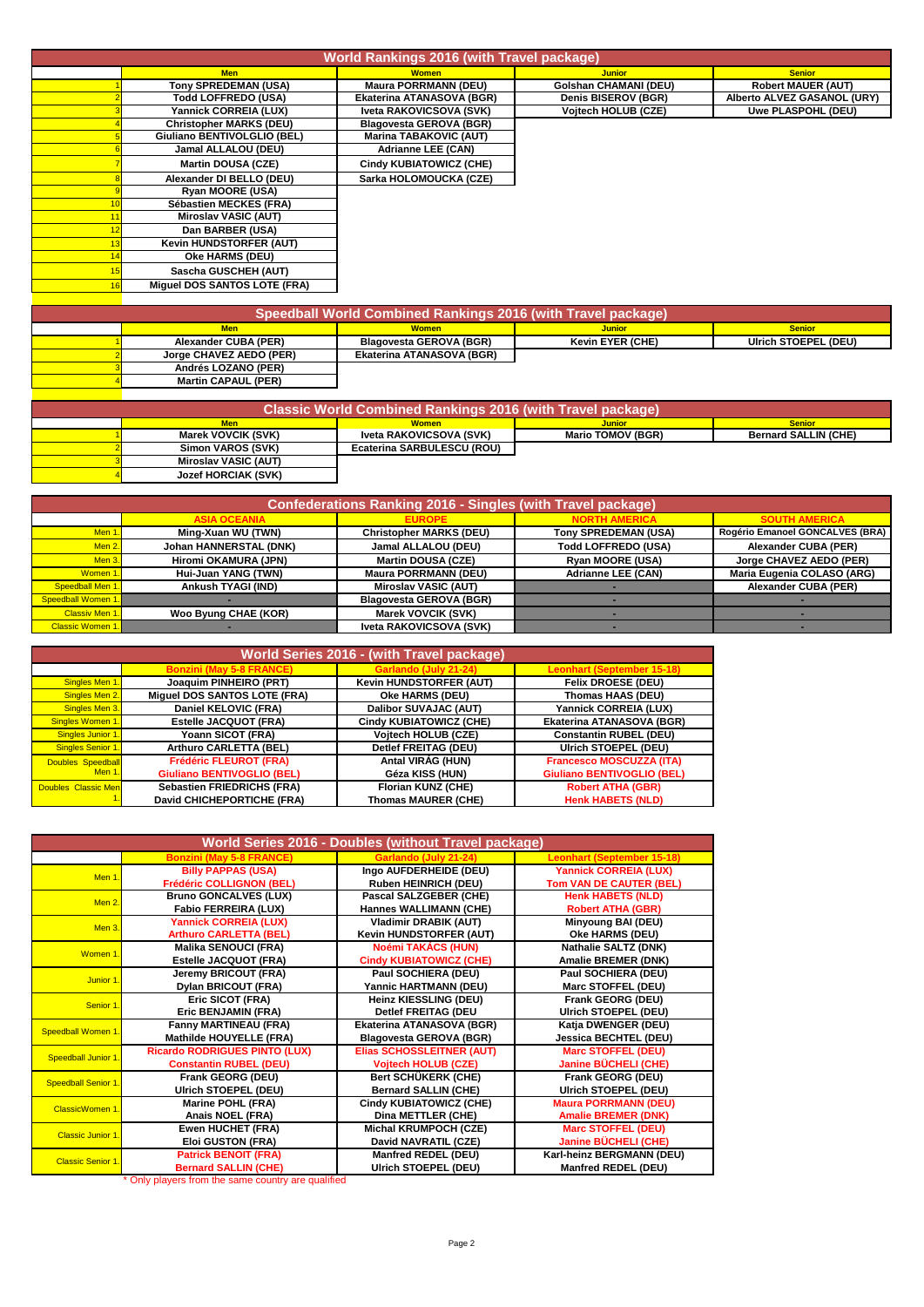## World Rankings 2016 (with Travel package)

| | Men | Women | Junior | Senior |
|---|---|---|---|---|
| 1 | Tony SPREDEMAN (USA) | Maura PORRMANN (DEU) | Golshan CHAMANI (DEU) | Robert MAUER (AUT) |
| 2 | Todd LOFFREDO (USA) | Ekaterina ATANASOVA (BGR) | Denis BISEROV (BGR) | Alberto ALVEZ GASANOL (URY) |
| 3 | Yannick CORREIA (LUX) | Iveta RAKOVICSOVA (SVK) | Vojtech HOLUB (CZE) | Uwe PLASPOHL (DEU) |
| 4 | Christopher MARKS (DEU) | Blagovesta GEROVA (BGR) | | |
| 5 | Giuliano BENTIVOLGLIO (BEL) | Marina TABAKOVIC (AUT) | | |
| 6 | Jamal ALLALOU (DEU) | Adrianne LEE (CAN) | | |
| 7 | Martin DOUSA (CZE) | Cindy KUBIATOWICZ (CHE) | | |
| 8 | Alexander DI BELLO (DEU) | Sarka HOLOMOUCKA (CZE) | | |
| 9 | Ryan MOORE (USA) | | | |
| 10 | Sébastien MECKES (FRA) | | | |
| 11 | Miroslav VASIC (AUT) | | | |
| 12 | Dan BARBER (USA) | | | |
| 13 | Kevin HUNDSTORFER (AUT) | | | |
| 14 | Oke HARMS (DEU) | | | |
| 15 | Sascha GUSCHEH (AUT) | | | |
| 16 | Miguel DOS SANTOS LOTE (FRA) | | | |

## Speedball World Combined Rankings 2016 (with Travel package)

| | Men | Women | Junior | Senior |
|---|---|---|---|---|
| 1 | Alexander CUBA (PER) | Blagovesta GEROVA (BGR) | Kevin EYER (CHE) | Ulrich STOEPEL (DEU) |
| 2 | Jorge CHAVEZ AEDO (PER) | Ekaterina ATANASOVA (BGR) | | |
| 3 | Andrés LOZANO (PER) | | | |
| 4 | Martin CAPAUL (PER) | | | |

## Classic World Combined Rankings 2016 (with Travel package)

| | Men | Women | Junior | Senior |
|---|---|---|---|---|
| 1 | Marek VOVCIK (SVK) | Iveta RAKOVICSOVA (SVK) | Mario TOMOV (BGR) | Bernard SALLIN (CHE) |
| 2 | Simon VAROS (SVK) | Ecaterina SARBULESCU (ROU) | | |
| 3 | Miroslav VASIC (AUT) | | | |
| 4 | Jozef HORCIAK (SVK) | | | |

## Confederations Ranking 2016 - Singles (with Travel package)

| | ASIA OCEANIA | EUROPE | NORTH AMERICA | SOUTH AMERICA |
|---|---|---|---|---|
| Men 1. | Ming-Xuan WU (TWN) | Christopher MARKS (DEU) | Tony SPREDEMAN (USA) | Rogério Emanoel GONCALVES (BRA) |
| Men 2. | Johan HANNERSTAL (DNK) | Jamal ALLALOU (DEU) | Todd LOFFREDO (USA) | Alexander CUBA (PER) |
| Men 3. | Hiromi OKAMURA (JPN) | Martin DOUSA (CZE) | Ryan MOORE (USA) | Jorge CHAVEZ AEDO (PER) |
| Women 1. | Hui-Juan YANG (TWN) | Maura PORRMANN (DEU) | Adrianne LEE (CAN) | Maria Eugenia COLASO (ARG) |
| Speedball Men 1. | Ankush TYAGI (IND) | Miroslav VASIC (AUT) | - | Alexander CUBA (PER) |
| Speedball Women 1. | - | Blagovesta GEROVA (BGR) | - | - |
| Classiv Men 1. | Woo Byung CHAE (KOR) | Marek VOVCIK (SVK) | - | - |
| Classic Women 1. | - | Iveta RAKOVICSOVA (SVK) | - | - |

## World Series 2016 - (with Travel package)

| | Bonzini (May 5-8 FRANCE) | Garlando (July 21-24) | Leonhart (September 15-18) |
|---|---|---|---|
| Singles Men 1. | Joaquim PINHEIRO (PRT) | Kevin HUNDSTORFER (AUT) | Felix DROESE (DEU) |
| Singles Men 2. | Miguel DOS SANTOS LOTE (FRA) | Oke HARMS (DEU) | Thomas HAAS (DEU) |
| Singles Men 3. | Daniel KELOVIC (FRA) | Dalibor SUVAJAC (AUT) | Yannick CORREIA (LUX) |
| Singles Women 1. | Estelle JACQUOT (FRA) | Cindy KUBIATOWICZ (CHE) | Ekaterina ATANASOVA (BGR) |
| Singles Junior 1. | Yoann SICOT (FRA) | Vojtech HOLUB (CZE) | Constantin RUBEL (DEU) |
| Singles Senior 1. | Arthuro CARLETTA (BEL) | Detlef FREITAG (DEU) | Ulrich STOEPEL (DEU) |
| Doubles Speedball Men 1. | Frédéric FLEUROT (FRA)<br>Giuliano BENTIVOGLIO (BEL) | Antal VIRÁG (HUN)<br>Géza KISS (HUN) | Francesco MOSCUZZA (ITA)<br>Giuliano BENTIVOGLIO (BEL) |
| Doubles Classic Men 1. | Sebastien FRIEDRICHS (FRA)<br>David CHICHEPORTICHE (FRA) | Florian KUNZ (CHE)<br>Thomas MAURER (CHE) | Robert ATHA (GBR)<br>Henk HABETS (NLD) |

## World Series 2016 - Doubles (without Travel package)

| | Bonzini (May 5-8 FRANCE) | Garlando (July 21-24) | Leonhart (September 15-18) |
|---|---|---|---|
| Men 1. | Billy PAPPAS (USA)<br>Frédéric COLLIGNON (BEL) | Ingo AUFDERHEIDE (DEU)<br>Ruben HEINRICH (DEU) | Yannick CORREIA (LUX)<br>Tom VAN DE CAUTER (BEL) |
| Men 2. | Bruno GONCALVES (LUX)<br>Fabio FERREIRA (LUX) | Pascal SALZGEBER (CHE)<br>Hannes WALLIMANN (CHE) | Henk HABETS (NLD)<br>Robert ATHA (GBR) |
| Men 3. | Yannick CORREIA (LUX)<br>Arthuro CARLETTA (BEL) | Vladimir DRABIK (AUT)<br>Kevin HUNDSTORFER (AUT) | Minyoung BAI (DEU)<br>Oke HARMS (DEU) |
| Women 1. | Malika SENOUCI (FRA)<br>Estelle JACQUOT (FRA) | Noémi TAKÁCS (HUN)<br>Cindy KUBIATOWICZ (CHE) | Nathalie SALTZ (DNK)<br>Amalie BREMER (DNK) |
| Junior 1. | Jeremy BRICOUT (FRA)<br>Dylan BRICOUT (FRA) | Paul SOCHIERA (DEU)<br>Yannic HARTMANN (DEU) | Paul SOCHIERA (DEU)<br>Marc STOFFEL (DEU) |
| Senior 1. | Eric SICOT (FRA)<br>Eric BENJAMIN (FRA) | Heinz KIESSLING (DEU)<br>Detlef FREITAG (DEU | Frank GEORG (DEU)<br>Ulrich STOEPEL (DEU) |
| Speedball Women 1. | Fanny MARTINEAU (FRA)<br>Mathilde HOUYELLE (FRA) | Ekaterina ATANASOVA (BGR)<br>Blagovesta GEROVA (BGR) | Katja DWENGER (DEU)<br>Jessica BECHTEL (DEU) |
| Speedball Junior 1. | Ricardo RODRIGUES PINTO (LUX)<br>Constantin RUBEL (DEU) | Elias SCHOSSLEITNER (AUT)<br>Vojtech HOLUB (CZE) | Marc STOFFEL (DEU)<br>Janine BÜCHELI (CHE) |
| Speedball Senior 1. | Frank GEORG (DEU)<br>Ulrich STOEPEL (DEU) | Bert SCHÜKERK (CHE)<br>Bernard SALLIN (CHE) | Frank GEORG (DEU)<br>Ulrich STOEPEL (DEU) |
| ClassicWomen 1. | Marine POHL (FRA)<br>Anais NOEL (FRA) | Cindy KUBIATOWICZ (CHE)<br>Dina METTLER (CHE) | Maura PORRMANN (DEU)<br>Amalie BREMER (DNK) |
| Classic Junior 1. | Ewen HUCHET (FRA)<br>Eloi GUSTON (FRA) | Michal KRUMPOCH (CZE)<br>David NAVRATIL (CZE) | Marc STOFFEL (DEU)<br>Janine BÜCHELI (CHE) |
| Classic Senior 1. | Patrick BENOIT (FRA)<br>Bernard SALLIN (CHE) | Manfred REDEL (DEU)<br>Ulrich STOEPEL (DEU) | Karl-heinz BERGMANN (DEU)<br>Manfred REDEL (DEU) |

* Only players from the same country are qualified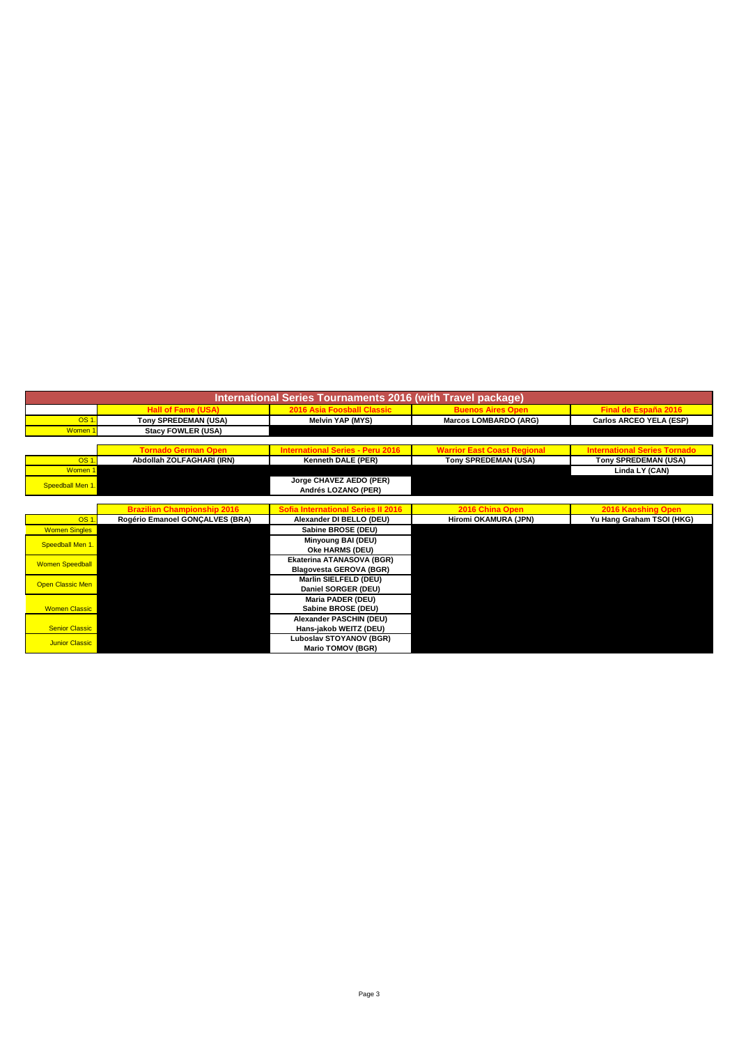# International Series Tournaments 2016 (with Travel package)

| | Hall of Fame (USA) | 2016 Asia Foosball Classic | Buenos Aires Open | Final de España 2016 |
|---|---|---|---|---|
| OS 1. | Tony SPREDEMAN (USA) | Melvin YAP (MYS) | Marcos LOMBARDO (ARG) | Carlos ARCEO YELA (ESP) |
| Women 1 | Stacy FOWLER (USA) | | | |

| | Tornado German Open | International Series - Peru 2016 | Warrior East Coast Regional | International Series Tornado |
|---|---|---|---|---|
| OS 1. | Abdollah ZOLFAGHARI (IRN) | Kenneth DALE (PER) | Tony SPREDEMAN (USA) | Tony SPREDEMAN (USA) |
| Women 1 | | | | Linda LY (CAN) |
| Speedball Men 1. | | Jorge CHAVEZ AEDO (PER) Andrés LOZANO (PER) | | |

| | Brazilian Championship 2016 | Sofia International Series II 2016 | 2016 China Open | 2016 Kaoshing Open |
|---|---|---|---|---|
| OS 1. | Rogério Emanoel GONÇALVES (BRA) | Alexander DI BELLO (DEU) | Hiromi OKAMURA (JPN) | Yu Hang Graham TSOI (HKG) |
| Women Singles | | Sabine BROSE (DEU) | | |
| Speedball Men 1. | | Minyoung BAI (DEU) Oke HARMS (DEU) | | |
| Women Speedball | | Ekaterina ATANASOVA (BGR) Blagovesta GEROVA (BGR) | | |
| Open Classic Men | | Marlin SIELFELD (DEU) Daniel SORGER (DEU) | | |
| Women Classic | | Maria PADER (DEU) Sabine BROSE (DEU) | | |
| Senior Classic | | Alexander PASCHIN (DEU) Hans-jakob WEITZ (DEU) | | |
| Junior Classic | | Luboslav STOYANOV (BGR) Mario TOMOV (BGR) | | |